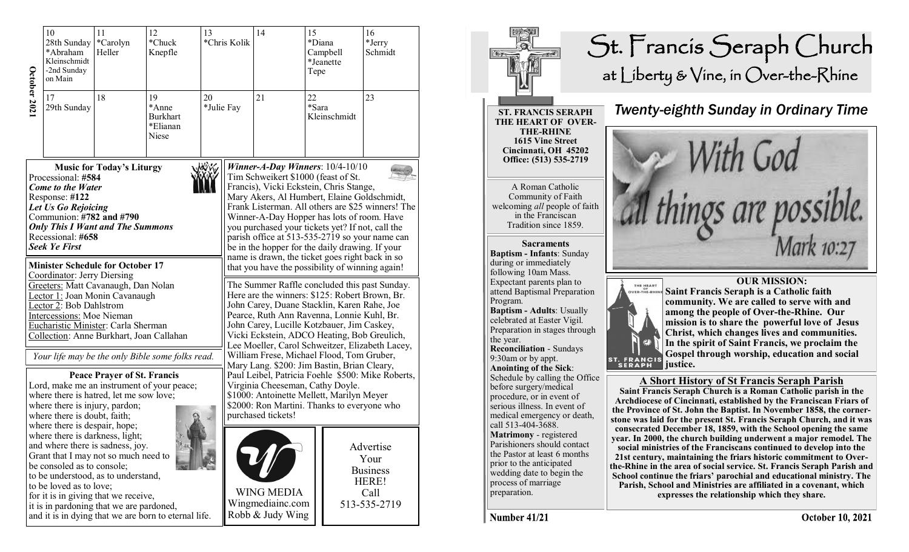**October 2021**

| 10 | 11 | 12 | 13 | 14 | 15 | 16 |
|---|---|---|---|---|---|---|
| 28th Sunday *Abraham Kleinschmidt -2nd Sunday on Main | *Carolyn Heller | *Chuck Knepfle | *Chris Kolik | | *Diana Campbell *Jeanette Tepe | *Jerry Schmidt |
| **17** | **18** | **19** | **20** | **21** | **22** | **23** |
| 29th Sunday | | *Anne Burkhart *Elianan Niese | *Julie Fay | | *Sara Kleinschmidt | |

### Music for Today's Liturgy

Processional: **#584**
***Come to the Water***
Response: **#122**
***Let Us Go Rejoicing***
Communion: **#782 and #790**
***Only This I Want and The Summons***
Recessional: **#658**
***Seek Ye First***

### Minister Schedule for October 17

Coordinator: Jerry Diersing
Greeters: Matt Cavanaugh, Dan Nolan
Lector 1: Joan Monin Cavanaugh
Lector 2: Bob Dahlstrom
Intercessions: Moe Nieman
Eucharistic Minister: Carla Sherman
Collection: Anne Burkhart, Joan Callahan

*Your life may be the only Bible some folks read.*

### Peace Prayer of St. Francis

Lord, make me an instrument of your peace;
where there is hatred, let me sow love;
where there is injury, pardon;
where there is doubt, faith;
where there is despair, hope;
where there is darkness, light;
and where there is sadness, joy.
Grant that I may not so much need to be consoled as to console;
to be understood, as to understand,
to be loved as to love;
for it is in giving that we receive,
it is in pardoning that we are pardoned,
and it is in dying that we are born to eternal life.

***Winner-A-Day Winners***: 10/4-10/10
Tim Schweikert $1000 (feast of St. Francis), Vicki Eckstein, Chris Stange, Mary Akers, Al Humbert, Elaine Goldschmidt, Frank Listerman. All others are $25 winners! The Winner-A-Day Hopper has lots of room. Have you purchased your tickets yet? If not, call the parish office at 513-535-2719 so your name can be in the hopper for the daily drawing. If your name is drawn, the ticket goes right back in so that you have the possibility of winning again!

The Summer Raffle concluded this past Sunday. Here are the winners: $125: Robert Brown, Br. John Carey, Duane Stacklin, Karen Rahe, Joe Pearce, Ruth Ann Ravenna, Lonnie Kuhl, Br. John Carey, Lucille Kotzbauer, Jim Caskey, Vicki Eckstein, ADCO Heating, Bob Greulich, Lee Moeller, Carol Schweitzer, Elizabeth Lacey, William Frese, Michael Flood, Tom Gruber, Mary Lang. $200: Jim Bastin, Brian Cleary, Paul Leibel, Patricia Foehle $500: Mike Roberts, Virginia Cheeseman, Cathy Doyle. $1000: Antoinette Mellett, Marilyn Meyer $2000: Ron Martini. Thanks to everyone who purchased tickets!

WING MEDIA
Wingmediainc.com
Robb & Judy Wing

Advertise Your Business HERE! Call 513-535-2719

# St. Francis Seraph Church
## at Liberty & Vine, in Over-the-Rhine

**ST. FRANCIS SERAPH THE HEART OF OVER-THE-RHINE**
**1615 Vine Street**
**Cincinnati, OH 45202**
**Office: (513) 535-2719**

A Roman Catholic Community of Faith welcoming *all* people of faith in the Franciscan Tradition since 1859.

### Sacraments

**Baptism - Infants**: Sunday during or immediately following 10am Mass. Expectant parents plan to attend Baptismal Preparation Program.
**Baptism - Adults**: Usually celebrated at Easter Vigil. Preparation in stages through the year.
**Reconciliation** - Sundays 9:30am or by appt.
**Anointing of the Sick**: Schedule by calling the Office before surgery/medical procedure, or in event of serious illness. In event of medical emergency or death, call 513-404-3688.
**Matrimony** - registered Parishioners should contact the Pastor at least 6 months prior to the anticipated wedding date to begin the process of marriage preparation.

## *Twenty-eighth Sunday in Ordinary Time*

With God all things are possible. Mark 10:27

### OUR MISSION:

**Saint Francis Seraph is a Catholic faith community. We are called to serve with and among the people of Over-the-Rhine. Our mission is to share the powerful love of Jesus Christ, which changes lives and communities. In the spirit of Saint Francis, we proclaim the Gospel through worship, education and social justice.**

### A Short History of St Francis Seraph Parish

**Saint Francis Seraph Church is a Roman Catholic parish in the Archdiocese of Cincinnati, established by the Franciscan Friars of the Province of St. John the Baptist. In November 1858, the cornerstone was laid for the present St. Francis Seraph Church, and it was consecrated December 18, 1859, with the School opening the same year. In 2000, the church building underwent a major remodel. The social ministries of the Franciscans continued to develop into the 21st century, maintaining the friars historic commitment to Over-the-Rhine in the area of social service. St. Francis Seraph Parish and School continue the friars' parochial and educational ministry. The Parish, School and Ministries are affiliated in a covenant, which expresses the relationship which they share.**

**Number 41/21** **October 10, 2021**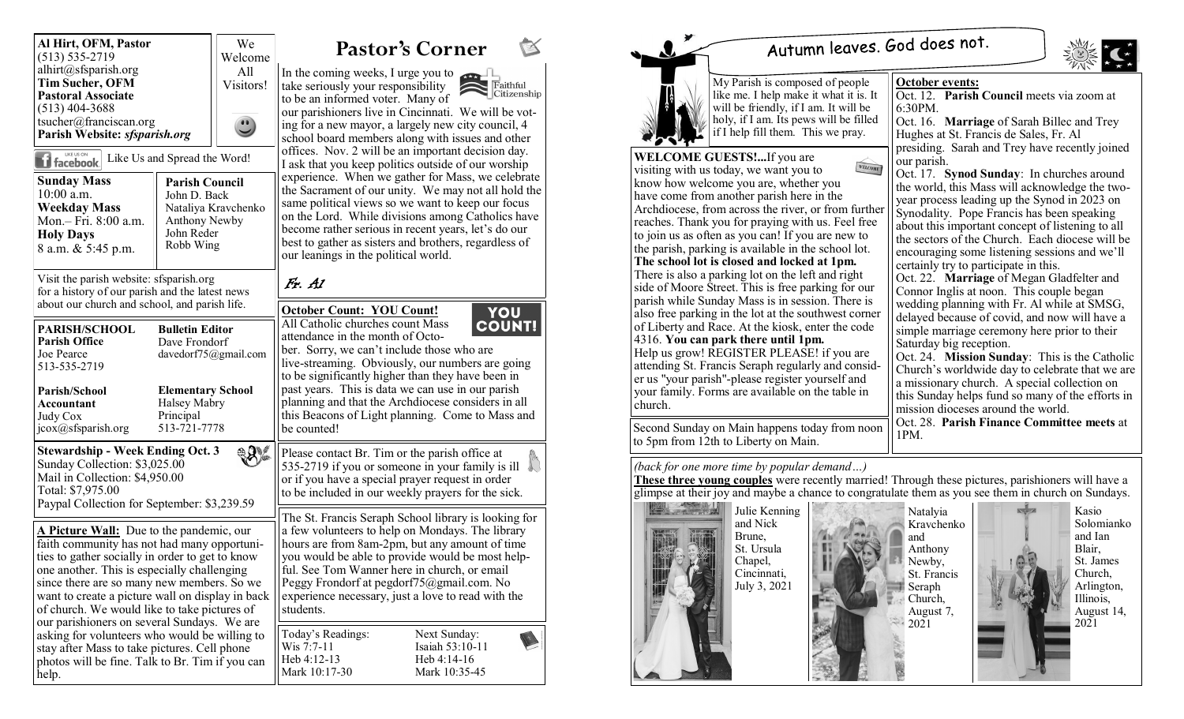**Al Hirt, OFM, Pastor**
(513) 535-2719
alhirt@sfsparish.org
**Tim Sucher, OFM**
**Pastoral Associate**
(513) 404-3688
tsucher@franciscan.org
**Parish Website: *sfsparish.org***

We Welcome All Visitors!

Like Us and Spread the Word!

**Sunday Mass**
10:00 a.m.
**Weekday Mass**
Mon.– Fri. 8:00 a.m.
**Holy Days**
8 a.m. & 5:45 p.m.

**Parish Council**
John D. Back
Nataliya Kravchenko
Anthony Newby
John Reder
Robb Wing

Visit the parish website: sfsparish.org for a history of our parish and the latest news about our church and school, and parish life.

**PARISH/SCHOOL Parish Office**
Joe Pearce
513-535-2719

**Bulletin Editor**
Dave Frondorf
davedorf75@gmail.com

**Parish/School Accountant**
Judy Cox
jcox@sfsparish.org

**Elementary School**
Halsey Mabry
Principal
513-721-7778

**Stewardship - Week Ending Oct. 3**
Sunday Collection: $3,025.00
Mail in Collection: $4,950.00
Total: $7,975.00
Paypal Collection for September: $3,239.59

**A Picture Wall:** Due to the pandemic, our faith community has not had many opportunities to gather socially in order to get to know one another. This is especially challenging since there are so many new members. So we want to create a picture wall on display in back of church. We would like to take pictures of our parishioners on several Sundays. We are asking for volunteers who would be willing to stay after Mass to take pictures. Cell phone photos will be fine. Talk to Br. Tim if you can help.

# Pastor's Corner

In the coming weeks, I urge you to take seriously your responsibility to be an informed voter. Many of our parishioners live in Cincinnati. We will be voting for a new mayor, a largely new city council, 4 school board members along with issues and other offices. Nov. 2 will be an important decision day. I ask that you keep politics outside of our worship experience. When we gather for Mass, we celebrate the Sacrament of our unity. We may not all hold the same political views so we want to keep our focus on the Lord. While divisions among Catholics have become rather serious in recent years, let's do our best to gather as sisters and brothers, regardless of our leanings in the political world.

*Fr. Al*

**October Count: YOU Count!**
All Catholic churches count Mass attendance in the month of October. Sorry, we can't include those who are live-streaming. Obviously, our numbers are going to be significantly higher than they have been in past years. This is data we can use in our parish planning and that the Archdiocese considers in all this Beacons of Light planning. Come to Mass and be counted!

Please contact Br. Tim or the parish office at 535-2719 if you or someone in your family is ill or if you have a special prayer request in order to be included in our weekly prayers for the sick.

The St. Francis Seraph School library is looking for a few volunteers to help on Mondays. The library hours are from 8am-2pm, but any amount of time you would be able to provide would be most helpful. See Tom Wanner here in church, or email Peggy Frondorf at pegdorf75@gmail.com. No experience necessary, just a love to read with the students.

| Today's Readings: | Next Sunday: |
|---|---|
| Wis 7:7-11 | Isaiah 53:10-11 |
| Heb 4:12-13 | Heb 4:14-16 |
| Mark 10:17-30 | Mark 10:35-45 |

## Autumn leaves. God does not.

My Parish is composed of people like me. I help make it what it is. It will be friendly, if I am. It will be holy, if I am. Its pews will be filled if I help fill them. This we pray.

**WELCOME GUESTS!...**If you are visiting with us today, we want you to know how welcome you are, whether you have come from another parish here in the Archdiocese, from across the river, or from further reaches. Thank you for praying with us. Feel free to join us as often as you can! If you are new to the parish, parking is available in the school lot. **The school lot is closed and locked at 1pm.** There is also a parking lot on the left and right side of Moore Street. This is free parking for our parish while Sunday Mass is in session. There is also free parking in the lot at the southwest corner of Liberty and Race. At the kiosk, enter the code 4316. **You can park there until 1pm.**
Help us grow! REGISTER PLEASE! if you are attending St. Francis Seraph regularly and consider us "your parish"-please register yourself and your family. Forms are available on the table in church.

Second Sunday on Main happens today from noon to 5pm from 12th to Liberty on Main.

**October events:**
Oct. 12. **Parish Council** meets via zoom at 6:30PM.
Oct. 16. **Marriage** of Sarah Billec and Trey Hughes at St. Francis de Sales, Fr. Al presiding. Sarah and Trey have recently joined our parish.
Oct. 17. **Synod Sunday**: In churches around the world, this Mass will acknowledge the two-year process leading up the Synod in 2023 on Synodality. Pope Francis has been speaking about this important concept of listening to all the sectors of the Church. Each diocese will be encouraging some listening sessions and we'll certainly try to participate in this.
Oct. 22. **Marriage** of Megan Gladfelter and Connor Inglis at noon. This couple began wedding planning with Fr. Al while at SMSG, delayed because of covid, and now will have a simple marriage ceremony here prior to their Saturday big reception.
Oct. 24. **Mission Sunday**: This is the Catholic Church's worldwide day to celebrate that we are a missionary church. A special collection on this Sunday helps fund so many of the efforts in mission dioceses around the world.
Oct. 28. **Parish Finance Committee meets** at 1PM.

*(back for one more time by popular demand…)*
**These three young couples** were recently married! Through these pictures, parishioners will have a glimpse at their joy and maybe a chance to congratulate them as you see them in church on Sundays.

Julie Kenning and Nick Brune, St. Ursula Chapel, Cincinnati, July 3, 2021

Natalyia Kravchenko and Anthony Newby, St. Francis Seraph Church, August 7, 2021

Kasio Solomianko and Ian Blair, St. James Church, Arlington, Illinois, August 14, 2021